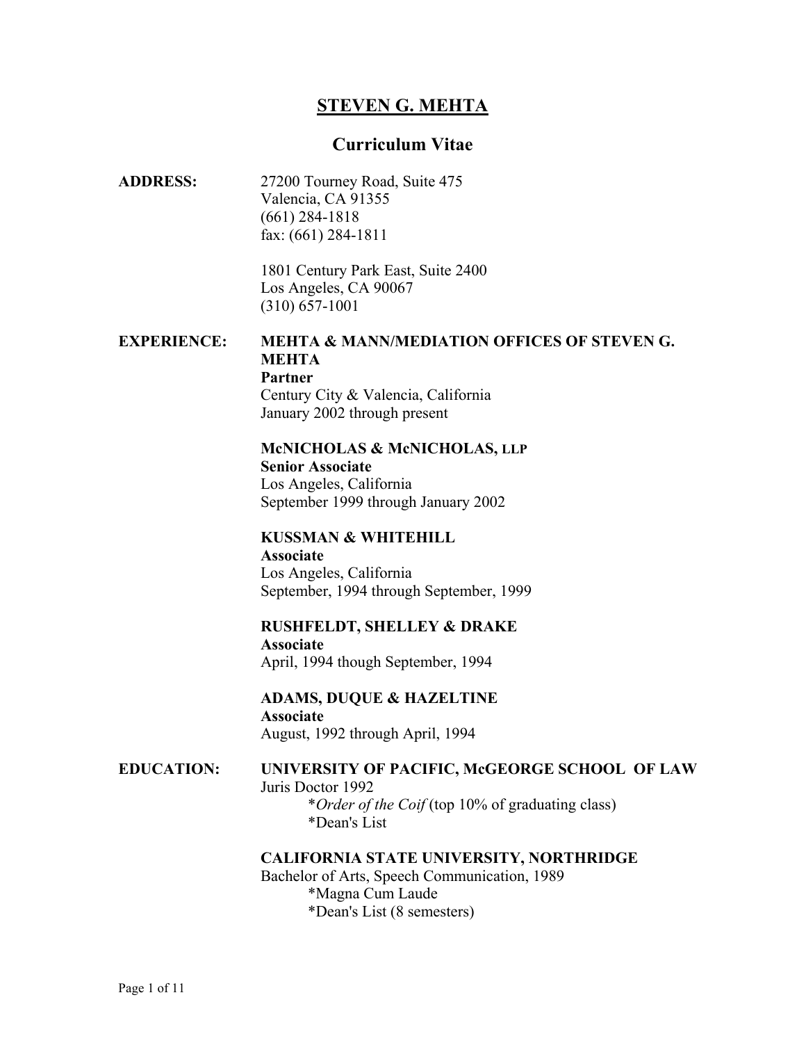# STEVEN G. MEHTA

## Curriculum Vitae

**ADDRESS:**

27200 Tourney Road, Suite 475
Valencia, CA 91355
(661) 284-1818
fax: (661) 284-1811

1801 Century Park East, Suite 2400
Los Angeles, CA 90067
(310) 657-1001

**EXPERIENCE:**

**MEHTA & MANN/MEDIATION OFFICES OF STEVEN G. MEHTA**
**Partner**
Century City & Valencia, California
January 2002 through present

**McNICHOLAS & McNICHOLAS, LLP**
**Senior Associate**
Los Angeles, California
September 1999 through January 2002

**KUSSMAN & WHITEHILL**
**Associate**
Los Angeles, California
September, 1994 through September, 1999

**RUSHFELDT, SHELLEY & DRAKE**
**Associate**
April, 1994 though September, 1994

**ADAMS, DUQUE & HAZELTINE**
**Associate**
August, 1992 through April, 1994

**EDUCATION:**

**UNIVERSITY OF PACIFIC, McGEORGE SCHOOL OF LAW**
Juris Doctor 1992
- *Order of the Coif* (top 10% of graduating class)
- *Dean's List

**CALIFORNIA STATE UNIVERSITY, NORTHRIDGE**
Bachelor of Arts, Speech Communication, 1989
- *Magna Cum Laude
- *Dean's List (8 semesters)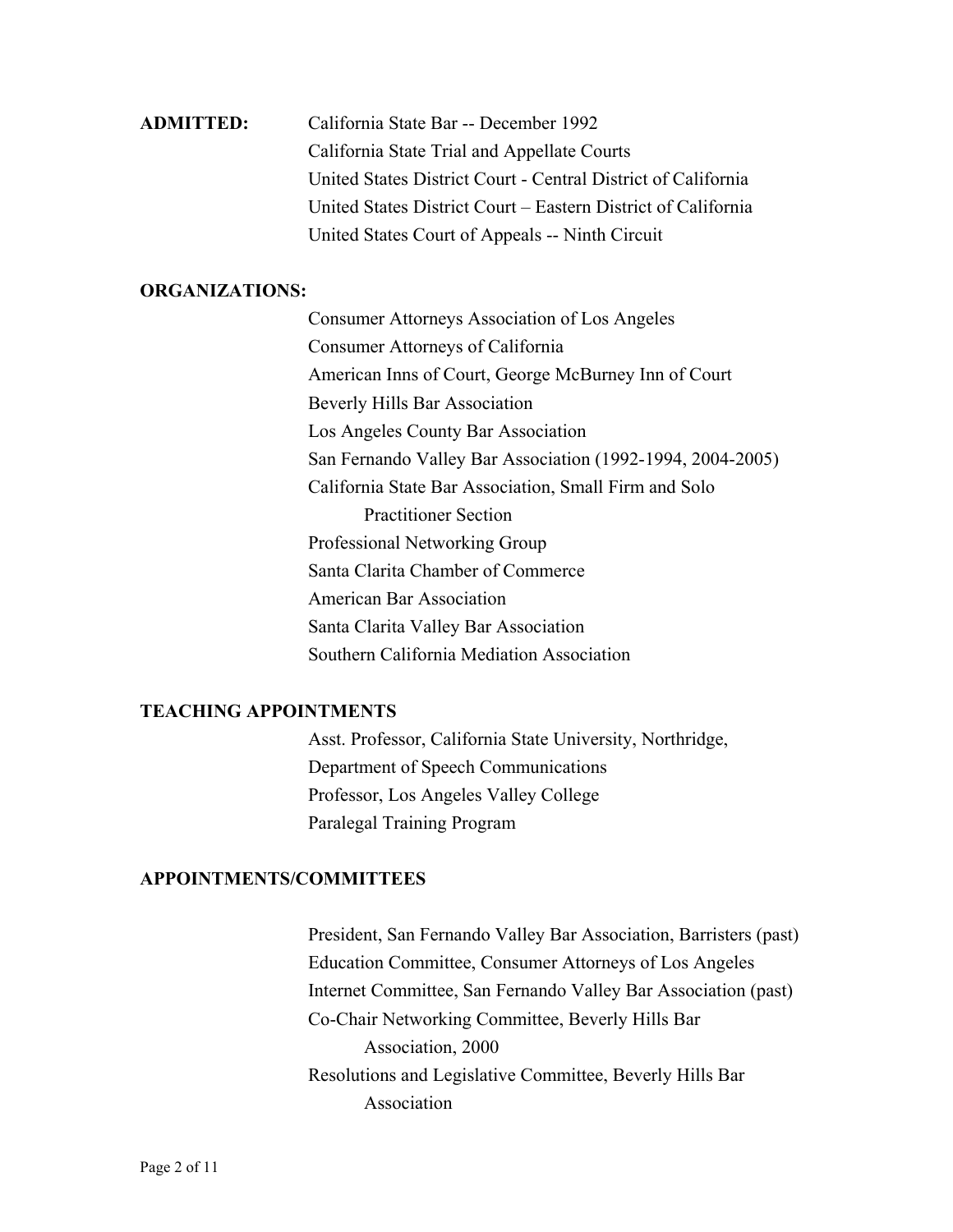**ADMITTED:**

California State Bar -- December 1992
California State Trial and Appellate Courts
United States District Court - Central District of California
United States District Court – Eastern District of California
United States Court of Appeals -- Ninth Circuit

**ORGANIZATIONS:**

Consumer Attorneys Association of Los Angeles
Consumer Attorneys of California
American Inns of Court, George McBurney Inn of Court
Beverly Hills Bar Association
Los Angeles County Bar Association
San Fernando Valley Bar Association (1992-1994, 2004-2005)
California State Bar Association, Small Firm and Solo Practitioner Section
Professional Networking Group
Santa Clarita Chamber of Commerce
American Bar Association
Santa Clarita Valley Bar Association
Southern California Mediation Association

**TEACHING APPOINTMENTS**

Asst. Professor, California State University, Northridge, Department of Speech Communications
Professor, Los Angeles Valley College
Paralegal Training Program

**APPOINTMENTS/COMMITTEES**

President, San Fernando Valley Bar Association, Barristers (past)
Education Committee, Consumer Attorneys of Los Angeles
Internet Committee, San Fernando Valley Bar Association (past)
Co-Chair Networking Committee, Beverly Hills Bar Association, 2000
Resolutions and Legislative Committee, Beverly Hills Bar Association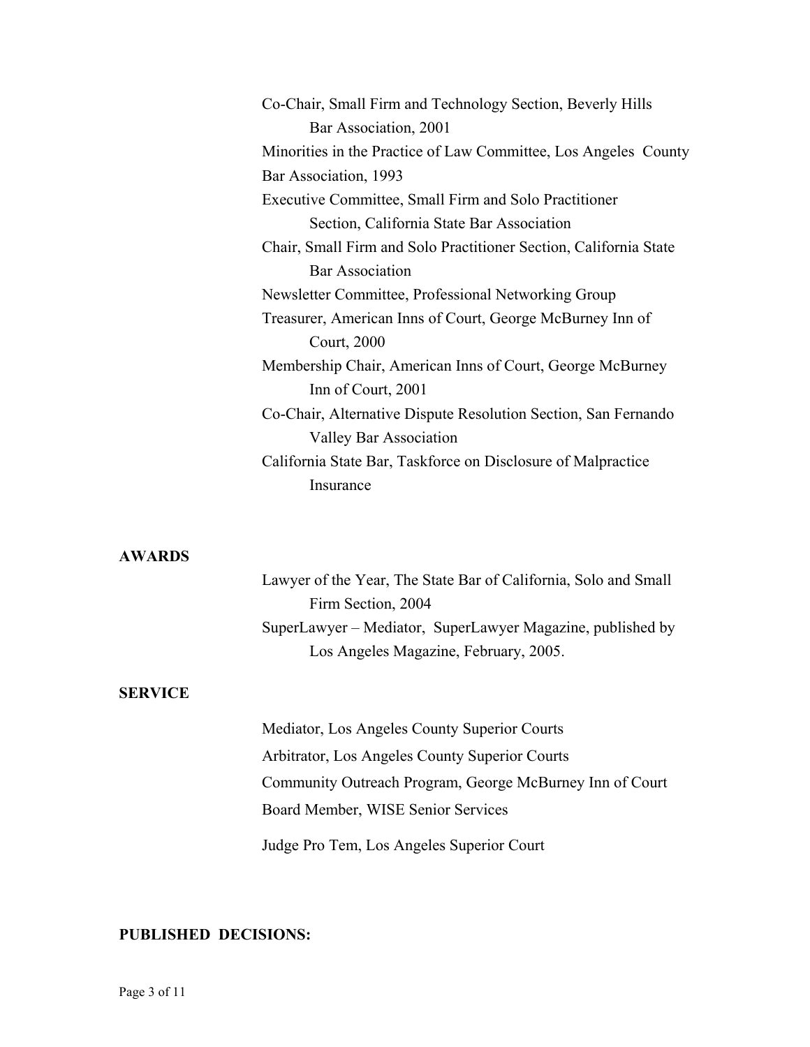Co-Chair, Small Firm and Technology Section, Beverly Hills Bar Association, 2001

Minorities in the Practice of Law Committee, Los Angeles County Bar Association, 1993

Executive Committee, Small Firm and Solo Practitioner Section, California State Bar Association

Chair, Small Firm and Solo Practitioner Section, California State Bar Association

Newsletter Committee, Professional Networking Group

Treasurer, American Inns of Court, George McBurney Inn of Court, 2000

Membership Chair, American Inns of Court, George McBurney Inn of Court, 2001

Co-Chair, Alternative Dispute Resolution Section, San Fernando Valley Bar Association

California State Bar, Taskforce on Disclosure of Malpractice Insurance

## AWARDS

Lawyer of the Year, The State Bar of California, Solo and Small Firm Section, 2004

SuperLawyer – Mediator, SuperLawyer Magazine, published by Los Angeles Magazine, February, 2005.

## SERVICE

Mediator, Los Angeles County Superior Courts

Arbitrator, Los Angeles County Superior Courts

Community Outreach Program, George McBurney Inn of Court

Board Member, WISE Senior Services

Judge Pro Tem, Los Angeles Superior Court

## PUBLISHED DECISIONS: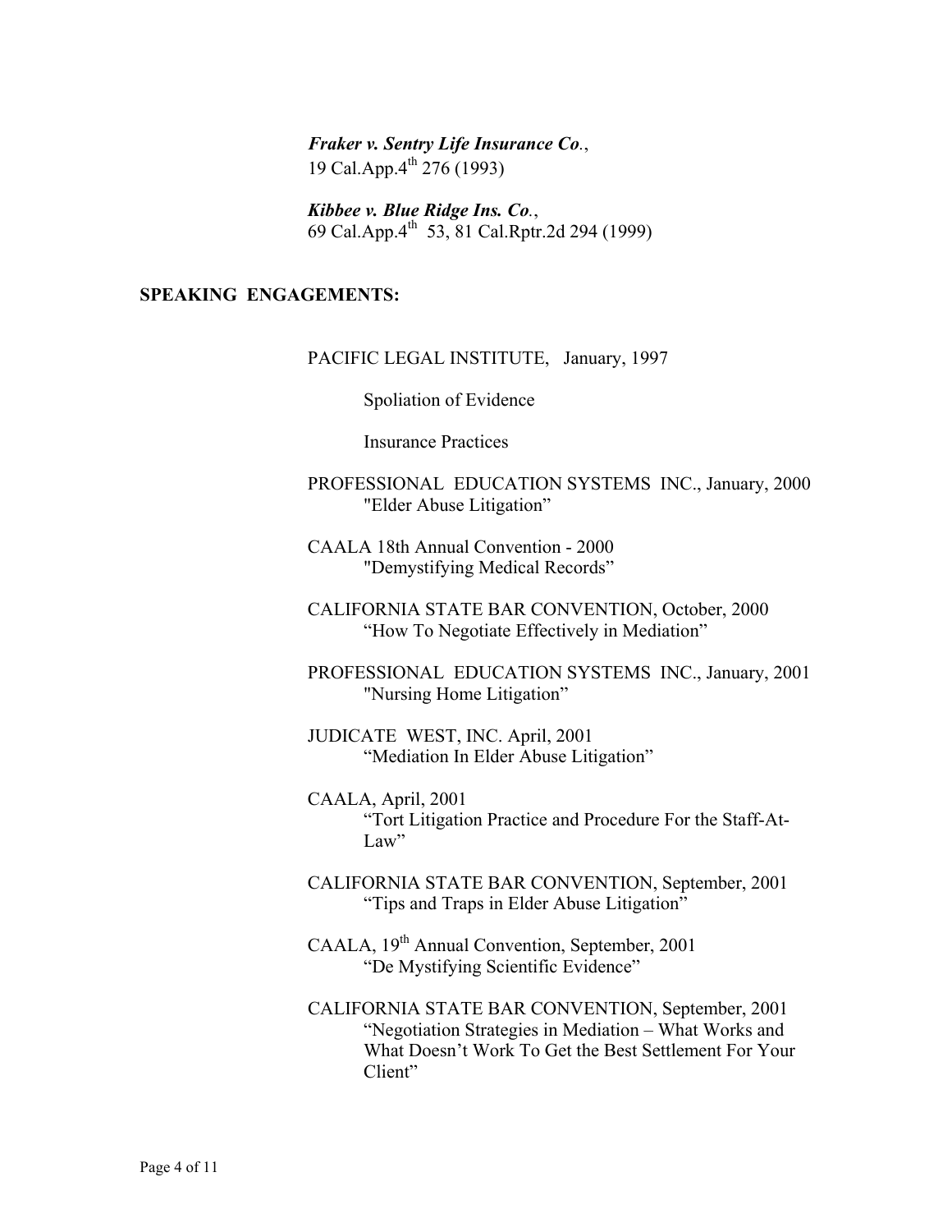***Fraker v. Sentry Life Insurance Co***.,
19 Cal.App.4$^{th}$ 276 (1993)

***Kibbee v. Blue Ridge Ins. Co***.,
69 Cal.App.4$^{th}$ 53, 81 Cal.Rptr.2d 294 (1999)

## SPEAKING ENGAGEMENTS:

PACIFIC LEGAL INSTITUTE, January, 1997

- Spoliation of Evidence
- Insurance Practices

PROFESSIONAL EDUCATION SYSTEMS INC., January, 2000
"Elder Abuse Litigation"

CAALA 18th Annual Convention - 2000
"Demystifying Medical Records"

CALIFORNIA STATE BAR CONVENTION, October, 2000
"How To Negotiate Effectively in Mediation"

PROFESSIONAL EDUCATION SYSTEMS INC., January, 2001
"Nursing Home Litigation"

JUDICATE WEST, INC. April, 2001
"Mediation In Elder Abuse Litigation"

CAALA, April, 2001
"Tort Litigation Practice and Procedure For the Staff-At-Law"

CALIFORNIA STATE BAR CONVENTION, September, 2001
"Tips and Traps in Elder Abuse Litigation"

CAALA, 19$^{th}$ Annual Convention, September, 2001
"De Mystifying Scientific Evidence"

CALIFORNIA STATE BAR CONVENTION, September, 2001
"Negotiation Strategies in Mediation – What Works and What Doesn't Work To Get the Best Settlement For Your Client"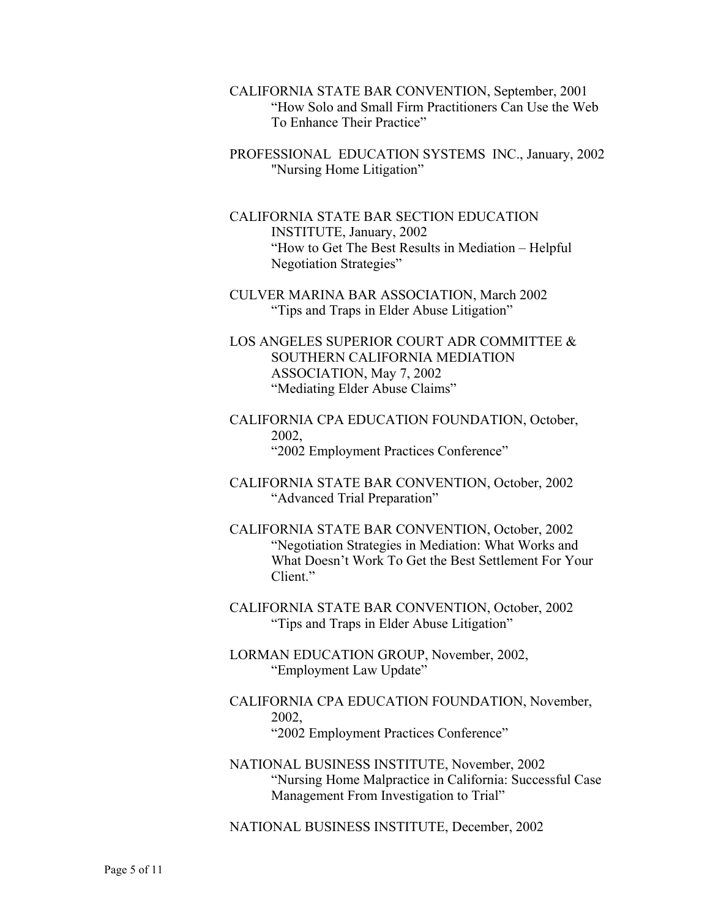CALIFORNIA STATE BAR CONVENTION, September, 2001
"How Solo and Small Firm Practitioners Can Use the Web To Enhance Their Practice"

PROFESSIONAL EDUCATION SYSTEMS INC., January, 2002
"Nursing Home Litigation"

CALIFORNIA STATE BAR SECTION EDUCATION INSTITUTE, January, 2002
"How to Get The Best Results in Mediation – Helpful Negotiation Strategies"

CULVER MARINA BAR ASSOCIATION, March 2002
"Tips and Traps in Elder Abuse Litigation"

LOS ANGELES SUPERIOR COURT ADR COMMITTEE & SOUTHERN CALIFORNIA MEDIATION ASSOCIATION, May 7, 2002
"Mediating Elder Abuse Claims"

CALIFORNIA CPA EDUCATION FOUNDATION, October, 2002,
"2002 Employment Practices Conference"

CALIFORNIA STATE BAR CONVENTION, October, 2002
"Advanced Trial Preparation"

CALIFORNIA STATE BAR CONVENTION, October, 2002
"Negotiation Strategies in Mediation: What Works and What Doesn't Work To Get the Best Settlement For Your Client."

CALIFORNIA STATE BAR CONVENTION, October, 2002
"Tips and Traps in Elder Abuse Litigation"

LORMAN EDUCATION GROUP, November, 2002,
"Employment Law Update"

CALIFORNIA CPA EDUCATION FOUNDATION, November, 2002,
"2002 Employment Practices Conference"

NATIONAL BUSINESS INSTITUTE, November, 2002
"Nursing Home Malpractice in California: Successful Case Management From Investigation to Trial"

NATIONAL BUSINESS INSTITUTE, December, 2002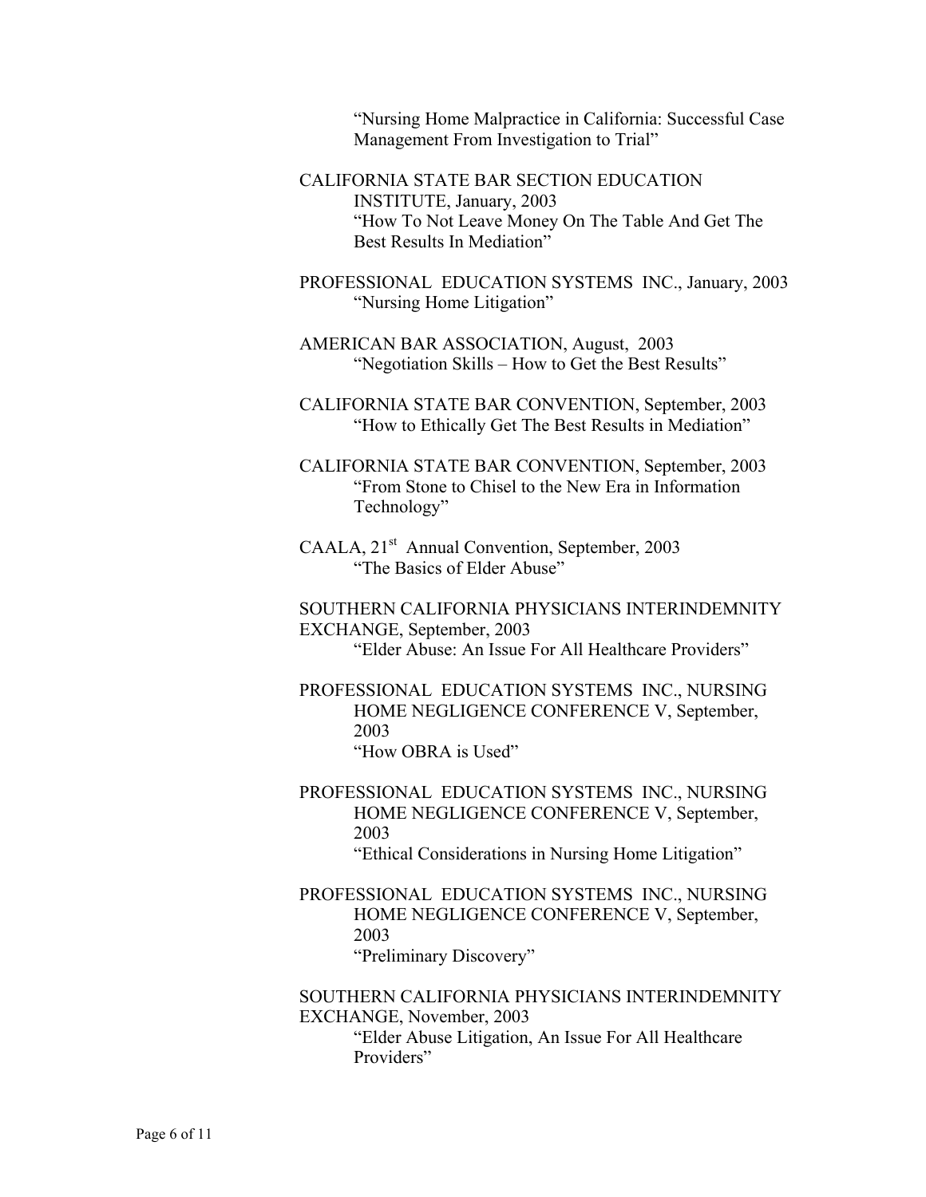"Nursing Home Malpractice in California: Successful Case Management From Investigation to Trial"

CALIFORNIA STATE BAR SECTION EDUCATION INSTITUTE, January, 2003
"How To Not Leave Money On The Table And Get The Best Results In Mediation"

PROFESSIONAL EDUCATION SYSTEMS INC., January, 2003
"Nursing Home Litigation"

AMERICAN BAR ASSOCIATION, August, 2003
"Negotiation Skills – How to Get the Best Results"

CALIFORNIA STATE BAR CONVENTION, September, 2003
"How to Ethically Get The Best Results in Mediation"

CALIFORNIA STATE BAR CONVENTION, September, 2003
"From Stone to Chisel to the New Era in Information Technology"

CAALA, 21st Annual Convention, September, 2003
"The Basics of Elder Abuse"

SOUTHERN CALIFORNIA PHYSICIANS INTERINDEMNITY EXCHANGE, September, 2003
"Elder Abuse: An Issue For All Healthcare Providers"

PROFESSIONAL EDUCATION SYSTEMS INC., NURSING HOME NEGLIGENCE CONFERENCE V, September, 2003
"How OBRA is Used"

PROFESSIONAL EDUCATION SYSTEMS INC., NURSING HOME NEGLIGENCE CONFERENCE V, September, 2003
"Ethical Considerations in Nursing Home Litigation"

PROFESSIONAL EDUCATION SYSTEMS INC., NURSING HOME NEGLIGENCE CONFERENCE V, September, 2003
"Preliminary Discovery"

SOUTHERN CALIFORNIA PHYSICIANS INTERINDEMNITY EXCHANGE, November, 2003
"Elder Abuse Litigation, An Issue For All Healthcare Providers"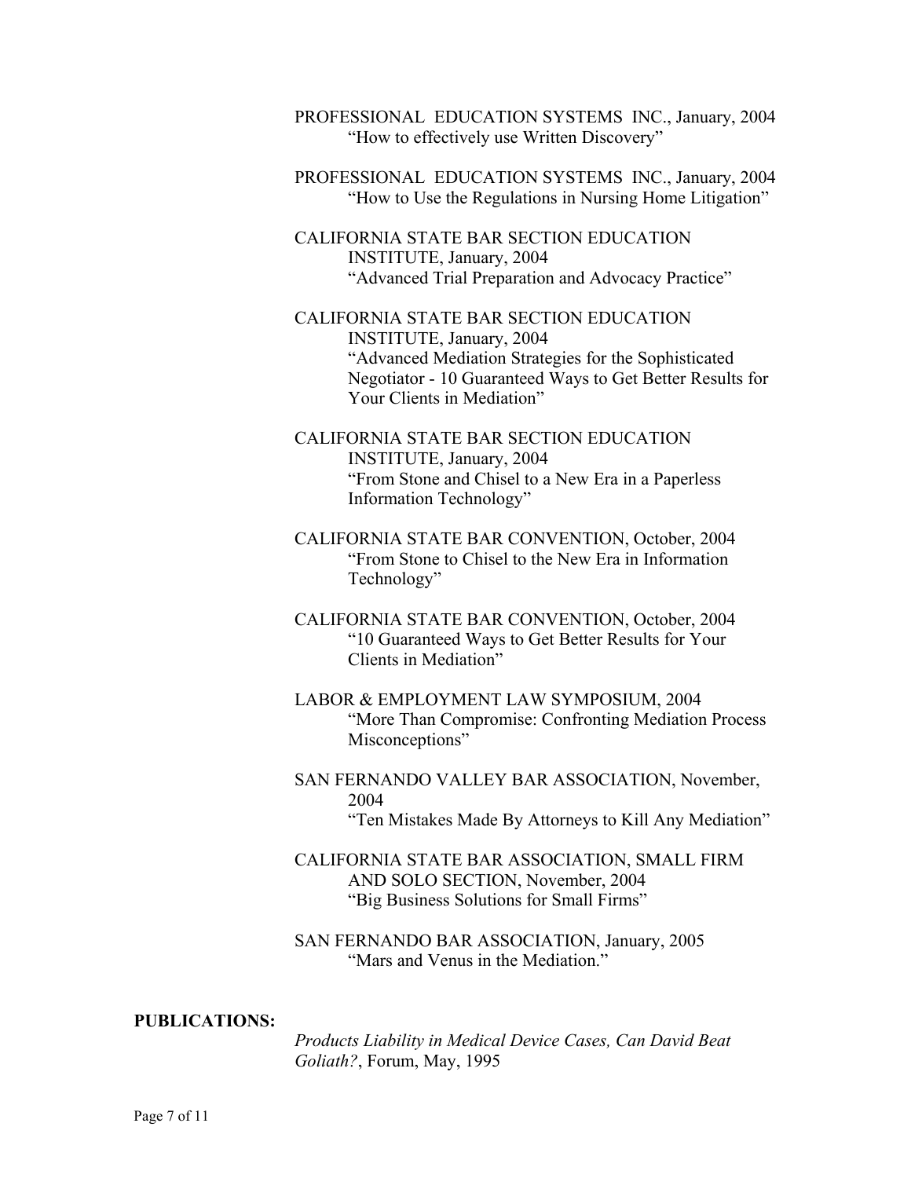PROFESSIONAL EDUCATION SYSTEMS INC., January, 2004
"How to effectively use Written Discovery"

PROFESSIONAL EDUCATION SYSTEMS INC., January, 2004
"How to Use the Regulations in Nursing Home Litigation"

CALIFORNIA STATE BAR SECTION EDUCATION INSTITUTE, January, 2004
"Advanced Trial Preparation and Advocacy Practice"

CALIFORNIA STATE BAR SECTION EDUCATION INSTITUTE, January, 2004
"Advanced Mediation Strategies for the Sophisticated Negotiator - 10 Guaranteed Ways to Get Better Results for Your Clients in Mediation"

CALIFORNIA STATE BAR SECTION EDUCATION INSTITUTE, January, 2004
"From Stone and Chisel to a New Era in a Paperless Information Technology"

CALIFORNIA STATE BAR CONVENTION, October, 2004
"From Stone to Chisel to the New Era in Information Technology"

CALIFORNIA STATE BAR CONVENTION, October, 2004
"10 Guaranteed Ways to Get Better Results for Your Clients in Mediation"

LABOR & EMPLOYMENT LAW SYMPOSIUM, 2004
"More Than Compromise: Confronting Mediation Process Misconceptions"

SAN FERNANDO VALLEY BAR ASSOCIATION, November, 2004
"Ten Mistakes Made By Attorneys to Kill Any Mediation"

CALIFORNIA STATE BAR ASSOCIATION, SMALL FIRM AND SOLO SECTION, November, 2004
"Big Business Solutions for Small Firms"

SAN FERNANDO BAR ASSOCIATION, January, 2005
"Mars and Venus in the Mediation."

**PUBLICATIONS:**

*Products Liability in Medical Device Cases, Can David Beat Goliath?*, Forum, May, 1995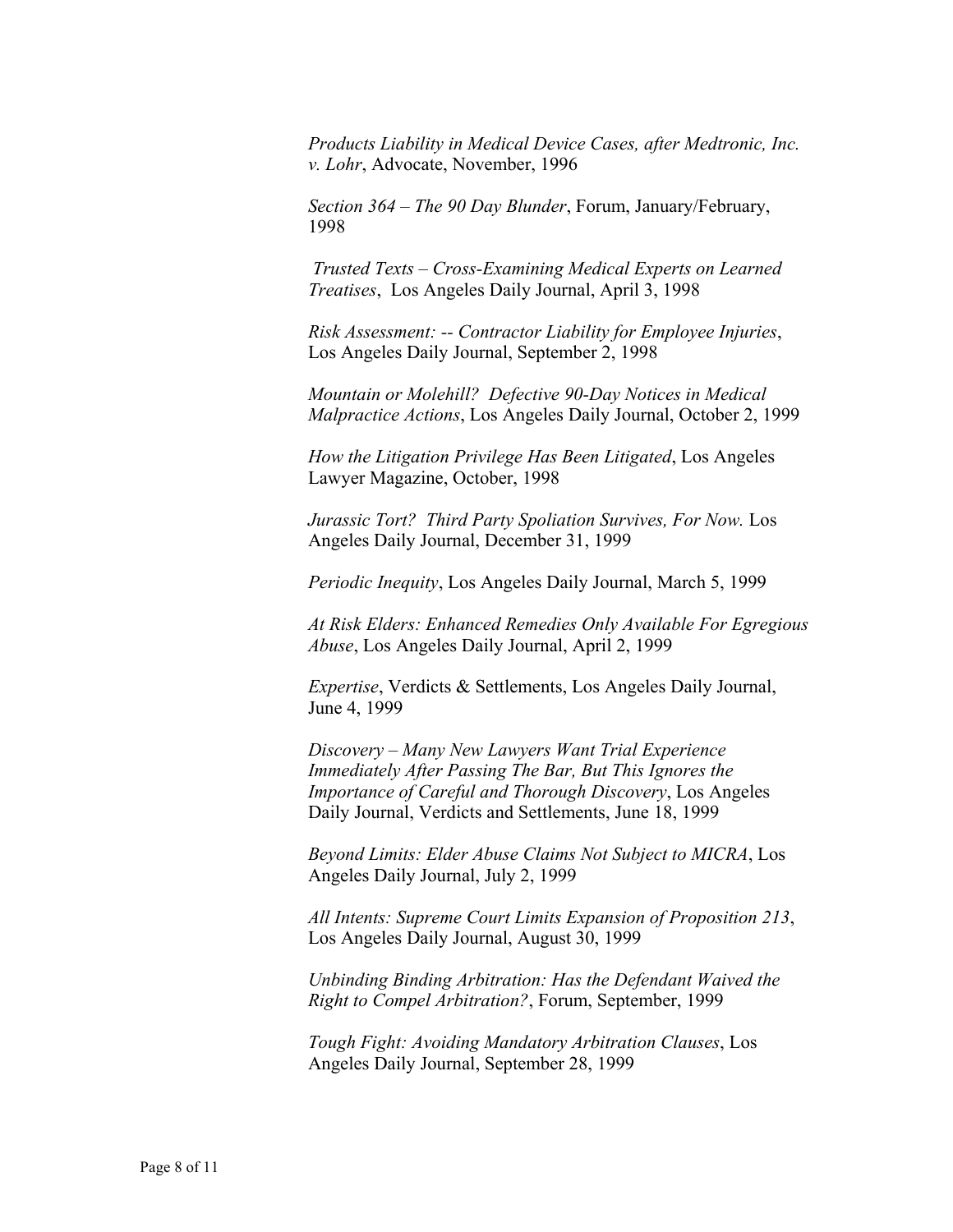*Products Liability in Medical Device Cases, after Medtronic, Inc. v. Lohr*, Advocate, November, 1996

*Section 364 – The 90 Day Blunder*, Forum, January/February, 1998

*Trusted Texts – Cross-Examining Medical Experts on Learned Treatises*, Los Angeles Daily Journal, April 3, 1998

*Risk Assessment: -- Contractor Liability for Employee Injuries*, Los Angeles Daily Journal, September 2, 1998

*Mountain or Molehill? Defective 90-Day Notices in Medical Malpractice Actions*, Los Angeles Daily Journal, October 2, 1999

*How the Litigation Privilege Has Been Litigated*, Los Angeles Lawyer Magazine, October, 1998

*Jurassic Tort? Third Party Spoliation Survives, For Now.* Los Angeles Daily Journal, December 31, 1999

*Periodic Inequity*, Los Angeles Daily Journal, March 5, 1999

*At Risk Elders: Enhanced Remedies Only Available For Egregious Abuse*, Los Angeles Daily Journal, April 2, 1999

*Expertise*, Verdicts & Settlements, Los Angeles Daily Journal, June 4, 1999

*Discovery – Many New Lawyers Want Trial Experience Immediately After Passing The Bar, But This Ignores the Importance of Careful and Thorough Discovery*, Los Angeles Daily Journal, Verdicts and Settlements, June 18, 1999

*Beyond Limits: Elder Abuse Claims Not Subject to MICRA*, Los Angeles Daily Journal, July 2, 1999

*All Intents: Supreme Court Limits Expansion of Proposition 213*, Los Angeles Daily Journal, August 30, 1999

*Unbinding Binding Arbitration: Has the Defendant Waived the Right to Compel Arbitration?*, Forum, September, 1999

*Tough Fight: Avoiding Mandatory Arbitration Clauses*, Los Angeles Daily Journal, September 28, 1999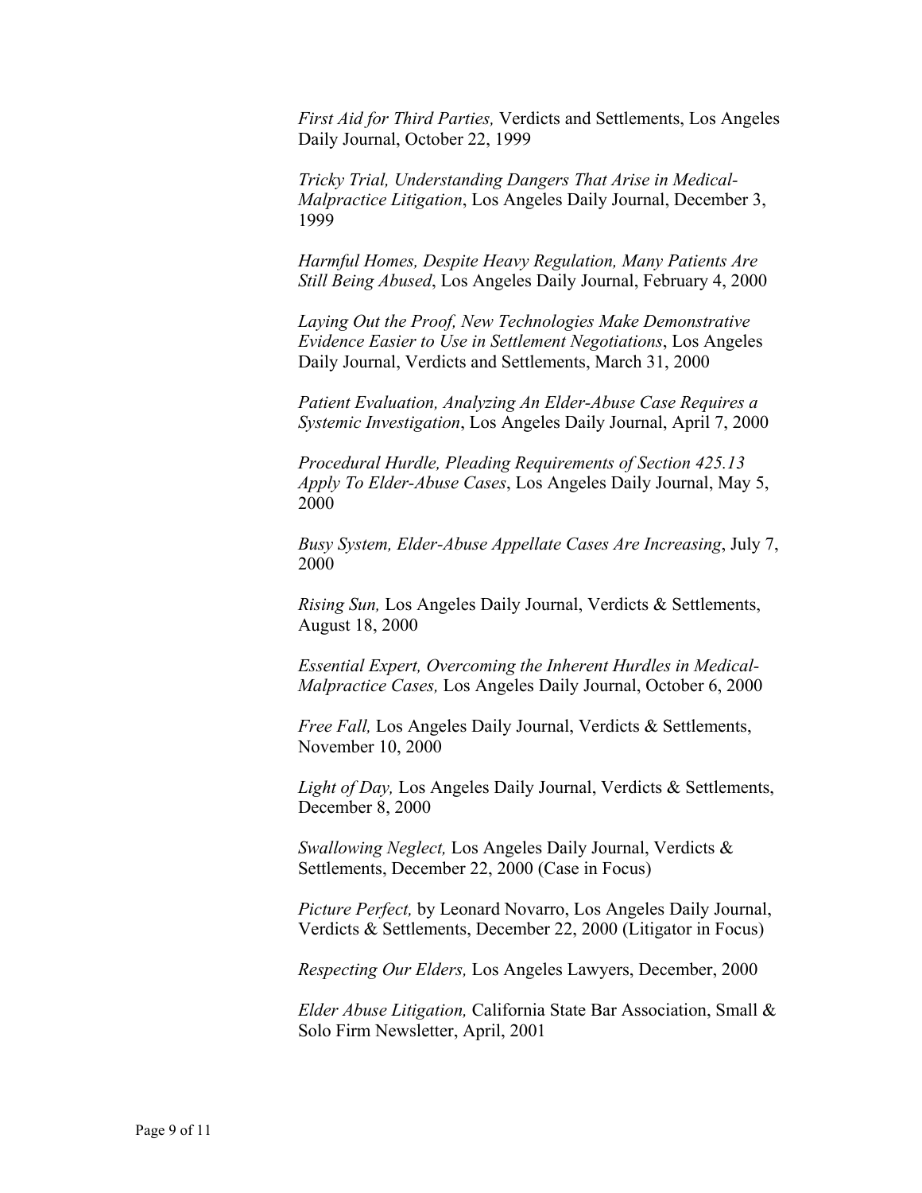*First Aid for Third Parties,* Verdicts and Settlements, Los Angeles Daily Journal, October 22, 1999

*Tricky Trial, Understanding Dangers That Arise in Medical-Malpractice Litigation*, Los Angeles Daily Journal, December 3, 1999

*Harmful Homes, Despite Heavy Regulation, Many Patients Are Still Being Abused*, Los Angeles Daily Journal, February 4, 2000

*Laying Out the Proof, New Technologies Make Demonstrative Evidence Easier to Use in Settlement Negotiations*, Los Angeles Daily Journal, Verdicts and Settlements, March 31, 2000

*Patient Evaluation, Analyzing An Elder-Abuse Case Requires a Systemic Investigation*, Los Angeles Daily Journal, April 7, 2000

*Procedural Hurdle, Pleading Requirements of Section 425.13 Apply To Elder-Abuse Cases*, Los Angeles Daily Journal, May 5, 2000

*Busy System, Elder-Abuse Appellate Cases Are Increasing*, July 7, 2000

*Rising Sun,* Los Angeles Daily Journal, Verdicts & Settlements, August 18, 2000

*Essential Expert, Overcoming the Inherent Hurdles in Medical-Malpractice Cases,* Los Angeles Daily Journal, October 6, 2000

*Free Fall,* Los Angeles Daily Journal, Verdicts & Settlements, November 10, 2000

*Light of Day,* Los Angeles Daily Journal, Verdicts & Settlements, December 8, 2000

*Swallowing Neglect,* Los Angeles Daily Journal, Verdicts & Settlements, December 22, 2000 (Case in Focus)

*Picture Perfect,* by Leonard Novarro, Los Angeles Daily Journal, Verdicts & Settlements, December 22, 2000 (Litigator in Focus)

*Respecting Our Elders,* Los Angeles Lawyers, December, 2000

*Elder Abuse Litigation,* California State Bar Association, Small & Solo Firm Newsletter, April, 2001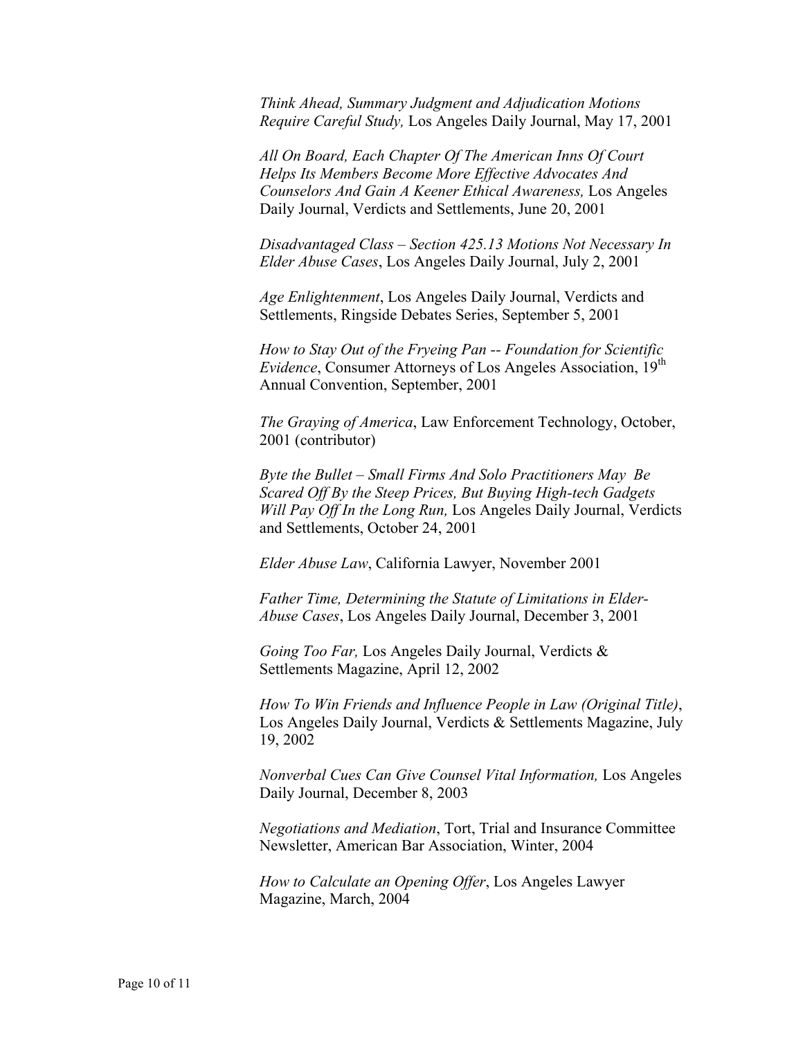*Think Ahead, Summary Judgment and Adjudication Motions Require Careful Study,* Los Angeles Daily Journal, May 17, 2001

*All On Board, Each Chapter Of The American Inns Of Court Helps Its Members Become More Effective Advocates And Counselors And Gain A Keener Ethical Awareness,* Los Angeles Daily Journal, Verdicts and Settlements, June 20, 2001

*Disadvantaged Class – Section 425.13 Motions Not Necessary In Elder Abuse Cases*, Los Angeles Daily Journal, July 2, 2001

*Age Enlightenment*, Los Angeles Daily Journal, Verdicts and Settlements, Ringside Debates Series, September 5, 2001

*How to Stay Out of the Fryeing Pan -- Foundation for Scientific Evidence*, Consumer Attorneys of Los Angeles Association, 19th Annual Convention, September, 2001

*The Graying of America*, Law Enforcement Technology, October, 2001 (contributor)

*Byte the Bullet – Small Firms And Solo Practitioners May Be Scared Off By the Steep Prices, But Buying High-tech Gadgets Will Pay Off In the Long Run,* Los Angeles Daily Journal, Verdicts and Settlements, October 24, 2001

*Elder Abuse Law*, California Lawyer, November 2001

*Father Time, Determining the Statute of Limitations in Elder-Abuse Cases*, Los Angeles Daily Journal, December 3, 2001

*Going Too Far,* Los Angeles Daily Journal, Verdicts & Settlements Magazine, April 12, 2002

*How To Win Friends and Influence People in Law (Original Title)*, Los Angeles Daily Journal, Verdicts & Settlements Magazine, July 19, 2002

*Nonverbal Cues Can Give Counsel Vital Information,* Los Angeles Daily Journal, December 8, 2003

*Negotiations and Mediation*, Tort, Trial and Insurance Committee Newsletter, American Bar Association, Winter, 2004

*How to Calculate an Opening Offer*, Los Angeles Lawyer Magazine, March, 2004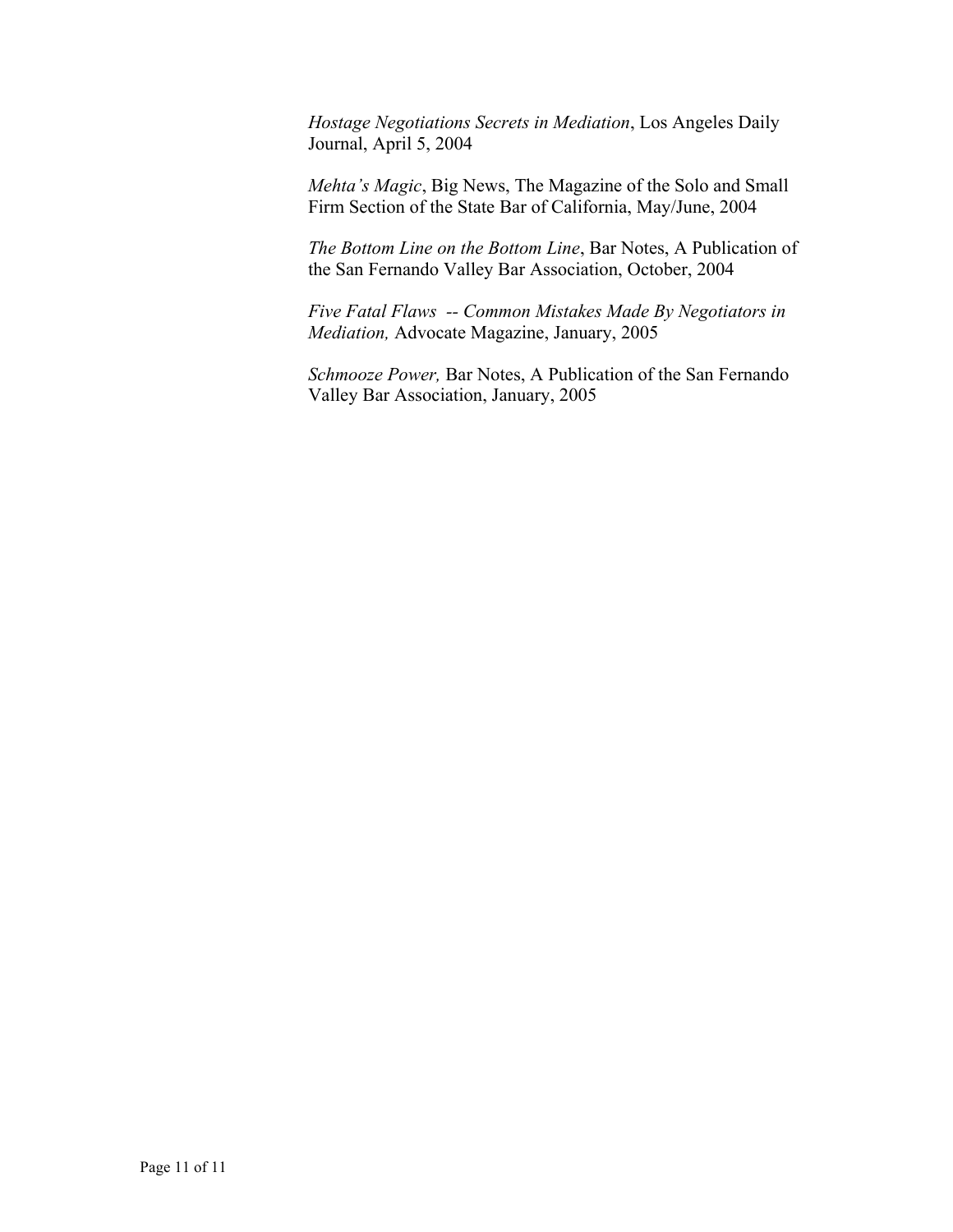*Hostage Negotiations Secrets in Mediation*, Los Angeles Daily Journal, April 5, 2004

*Mehta's Magic*, Big News, The Magazine of the Solo and Small Firm Section of the State Bar of California, May/June, 2004

*The Bottom Line on the Bottom Line*, Bar Notes, A Publication of the San Fernando Valley Bar Association, October, 2004

*Five Fatal Flaws -- Common Mistakes Made By Negotiators in Mediation,* Advocate Magazine, January, 2005

*Schmooze Power,* Bar Notes, A Publication of the San Fernando Valley Bar Association, January, 2005